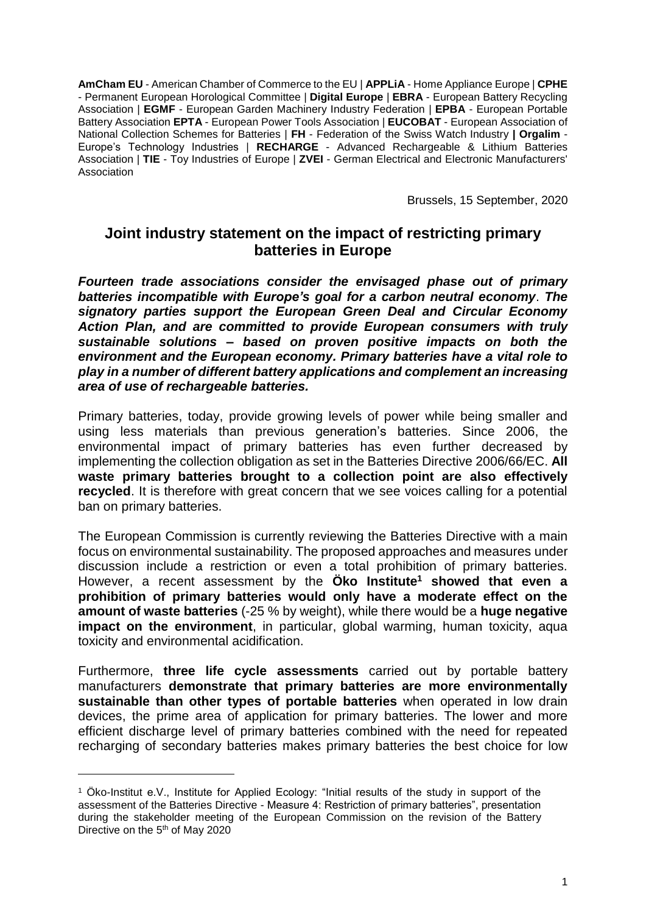**AmCham EU** - American Chamber of Commerce to the EU | **APPLiA** - Home Appliance Europe | **CPHE** - Permanent European Horological Committee | **Digital Europe** | **EBRA** - European Battery Recycling Association | **EGMF** - European Garden Machinery Industry Federation | **EPBA** - European Portable Battery Association **EPTA** - European Power Tools Association | **EUCOBAT** - European Association of National Collection Schemes for Batteries | **FH** - Federation of the Swiss Watch Industry **| Orgalim** - Europe's Technology Industries | **RECHARGE** - Advanced Rechargeable & Lithium Batteries Association | **TIE** - Toy Industries of Europe | **ZVEI** - German Electrical and Electronic Manufacturers' Association

Brussels, 15 September, 2020

# Joint industry statement on the impact of restricting primary batteries in Europe

***Fourteen trade associations consider the envisaged phase out of primary batteries incompatible with Europe's goal for a carbon neutral economy. The signatory parties support the European Green Deal and Circular Economy Action Plan, and are committed to provide European consumers with truly sustainable solutions – based on proven positive impacts on both the environment and the European economy. Primary batteries have a vital role to play in a number of different battery applications and complement an increasing area of use of rechargeable batteries.***

Primary batteries, today, provide growing levels of power while being smaller and using less materials than previous generation's batteries. Since 2006, the environmental impact of primary batteries has even further decreased by implementing the collection obligation as set in the Batteries Directive 2006/66/EC. **All waste primary batteries brought to a collection point are also effectively recycled**. It is therefore with great concern that we see voices calling for a potential ban on primary batteries.

The European Commission is currently reviewing the Batteries Directive with a main focus on environmental sustainability. The proposed approaches and measures under discussion include a restriction or even a total prohibition of primary batteries. However, a recent assessment by the **Öko Institute[1] showed that even a prohibition of primary batteries would only have a moderate effect on the amount of waste batteries** (-25 % by weight), while there would be a **huge negative impact on the environment**, in particular, global warming, human toxicity, aqua toxicity and environmental acidification.

Furthermore, **three life cycle assessments** carried out by portable battery manufacturers **demonstrate that primary batteries are more environmentally sustainable than other types of portable batteries** when operated in low drain devices, the prime area of application for primary batteries. The lower and more efficient discharge level of primary batteries combined with the need for repeated recharging of secondary batteries makes primary batteries the best choice for low

[1] Öko-Institut e.V., Institute for Applied Ecology: "Initial results of the study in support of the assessment of the Batteries Directive - Measure 4: Restriction of primary batteries", presentation during the stakeholder meeting of the European Commission on the revision of the Battery Directive on the 5th of May 2020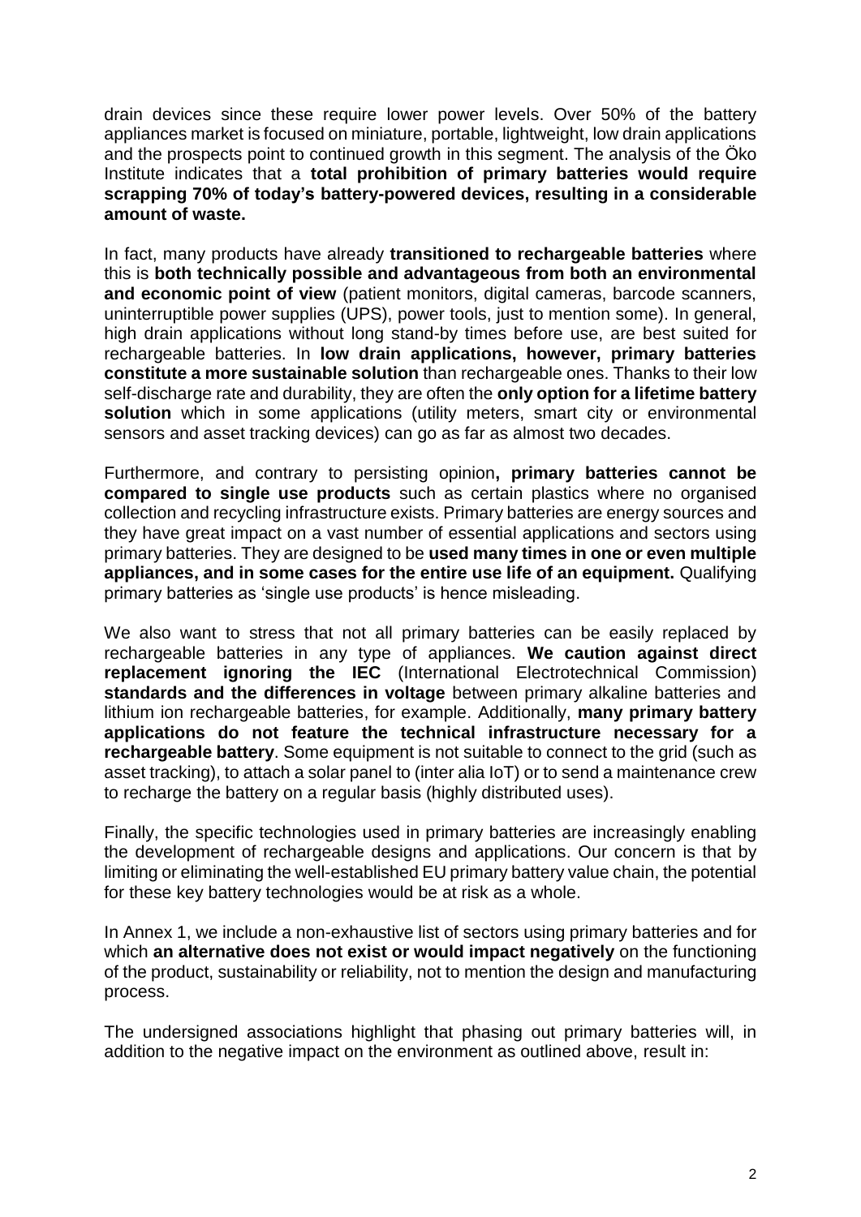drain devices since these require lower power levels. Over 50% of the battery appliances market is focused on miniature, portable, lightweight, low drain applications and the prospects point to continued growth in this segment. The analysis of the Öko Institute indicates that a **total prohibition of primary batteries would require scrapping 70% of today's battery-powered devices, resulting in a considerable amount of waste.**

In fact, many products have already **transitioned to rechargeable batteries** where this is **both technically possible and advantageous from both an environmental and economic point of view** (patient monitors, digital cameras, barcode scanners, uninterruptible power supplies (UPS), power tools, just to mention some). In general, high drain applications without long stand-by times before use, are best suited for rechargeable batteries. In **low drain applications, however, primary batteries constitute a more sustainable solution** than rechargeable ones. Thanks to their low self-discharge rate and durability, they are often the **only option for a lifetime battery solution** which in some applications (utility meters, smart city or environmental sensors and asset tracking devices) can go as far as almost two decades.

Furthermore, and contrary to persisting opinion**, primary batteries cannot be compared to single use products** such as certain plastics where no organised collection and recycling infrastructure exists. Primary batteries are energy sources and they have great impact on a vast number of essential applications and sectors using primary batteries. They are designed to be **used many times in one or even multiple appliances, and in some cases for the entire use life of an equipment.** Qualifying primary batteries as 'single use products' is hence misleading.

We also want to stress that not all primary batteries can be easily replaced by rechargeable batteries in any type of appliances. **We caution against direct replacement ignoring the IEC** (International Electrotechnical Commission) **standards and the differences in voltage** between primary alkaline batteries and lithium ion rechargeable batteries, for example. Additionally, **many primary battery applications do not feature the technical infrastructure necessary for a rechargeable battery**. Some equipment is not suitable to connect to the grid (such as asset tracking), to attach a solar panel to (inter alia IoT) or to send a maintenance crew to recharge the battery on a regular basis (highly distributed uses).

Finally, the specific technologies used in primary batteries are increasingly enabling the development of rechargeable designs and applications. Our concern is that by limiting or eliminating the well-established EU primary battery value chain, the potential for these key battery technologies would be at risk as a whole.

In Annex 1, we include a non-exhaustive list of sectors using primary batteries and for which **an alternative does not exist or would impact negatively** on the functioning of the product, sustainability or reliability, not to mention the design and manufacturing process.

The undersigned associations highlight that phasing out primary batteries will, in addition to the negative impact on the environment as outlined above, result in: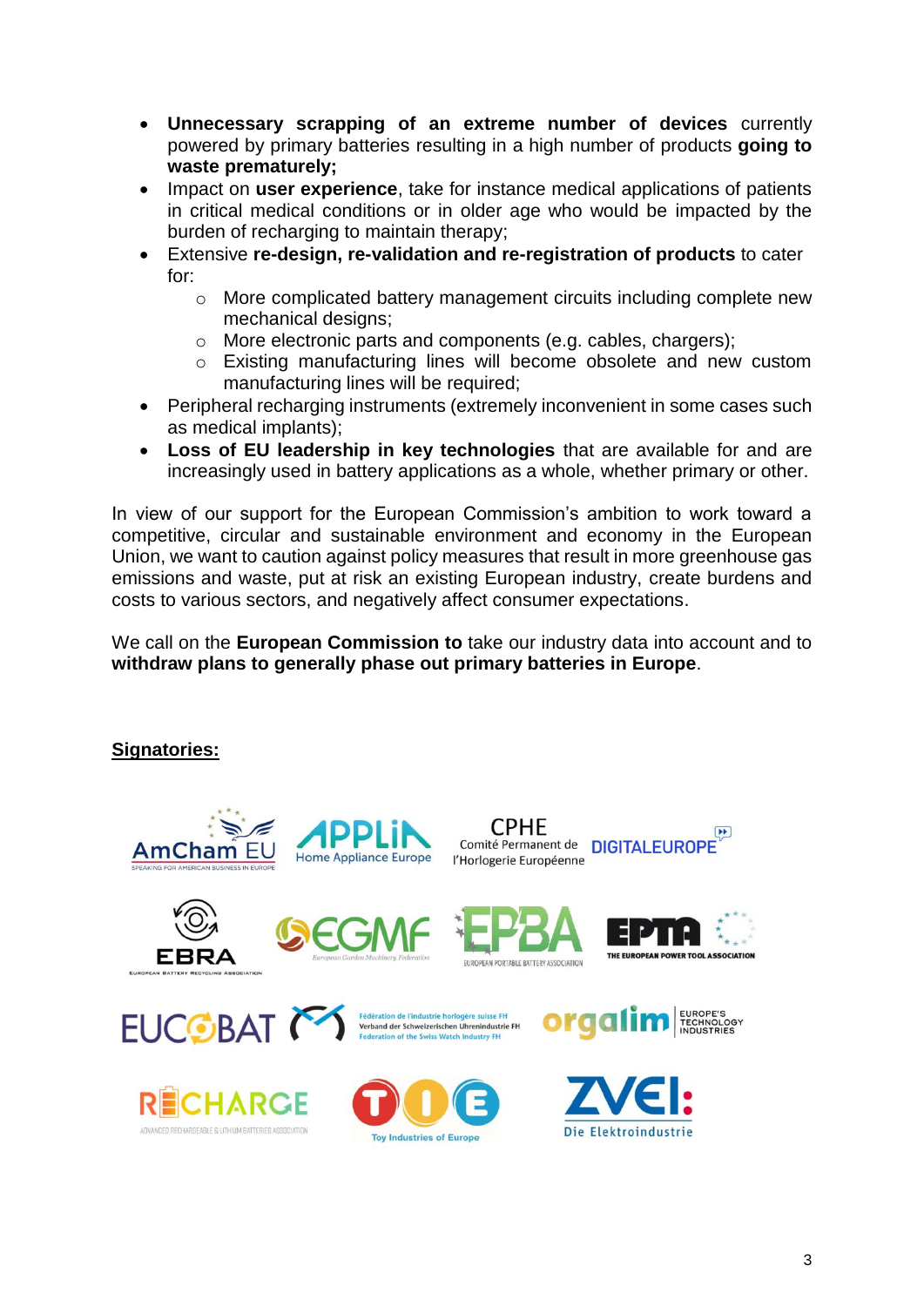- **Unnecessary scrapping of an extreme number of devices** currently powered by primary batteries resulting in a high number of products **going to waste prematurely;**
- Impact on **user experience**, take for instance medical applications of patients in critical medical conditions or in older age who would be impacted by the burden of recharging to maintain therapy;
- Extensive **re-design, re-validation and re-registration of products** to cater for:
  - More complicated battery management circuits including complete new mechanical designs;
  - More electronic parts and components (e.g. cables, chargers);
  - Existing manufacturing lines will become obsolete and new custom manufacturing lines will be required;
- Peripheral recharging instruments (extremely inconvenient in some cases such as medical implants);
- **Loss of EU leadership in key technologies** that are available for and are increasingly used in battery applications as a whole, whether primary or other.

In view of our support for the European Commission's ambition to work toward a competitive, circular and sustainable environment and economy in the European Union, we want to caution against policy measures that result in more greenhouse gas emissions and waste, put at risk an existing European industry, create burdens and costs to various sectors, and negatively affect consumer expectations.

We call on the **European Commission to** take our industry data into account and to **withdraw plans to generally phase out primary batteries in Europe**.

**Signatories:**

AmCham EU – Speaking for American Business in Europe
APPLiA – Home Appliance Europe
CPHE – Comité Permanent de l'Horlogerie Européenne
DIGITALEUROPE
EBRA – European Battery Recycling Association
EGMF – European Garden Machinery Federation
EPBA – European Portable Battery Association
EPTA – The European Power Tool Association
EUCOBAT
Fédération de l'industrie horlogère suisse FH / Verband der Schweizerischen Uhrenindustrie FH / Federation of the Swiss Watch Industry FH
orgalim – Europe's Technology Industries
RECHARGE – Advanced Rechargeable & Lithium Batteries Association
TIE – Toy Industries of Europe
ZVEI: Die Elektroindustrie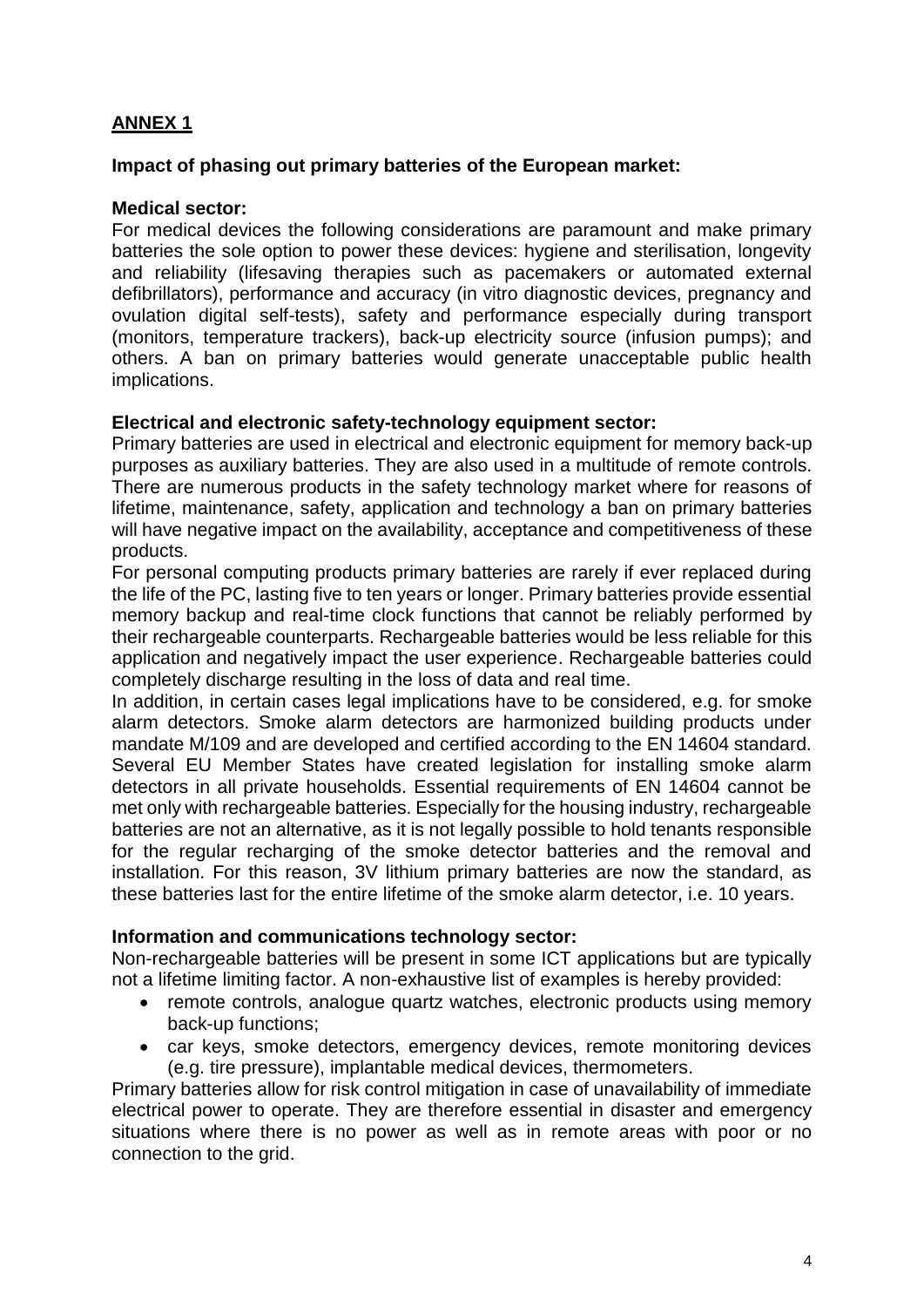**ANNEX 1**

**Impact of phasing out primary batteries of the European market:**

**Medical sector:**

For medical devices the following considerations are paramount and make primary batteries the sole option to power these devices: hygiene and sterilisation, longevity and reliability (lifesaving therapies such as pacemakers or automated external defibrillators), performance and accuracy (in vitro diagnostic devices, pregnancy and ovulation digital self-tests), safety and performance especially during transport (monitors, temperature trackers), back-up electricity source (infusion pumps); and others. A ban on primary batteries would generate unacceptable public health implications.

**Electrical and electronic safety-technology equipment sector:**

Primary batteries are used in electrical and electronic equipment for memory back-up purposes as auxiliary batteries. They are also used in a multitude of remote controls. There are numerous products in the safety technology market where for reasons of lifetime, maintenance, safety, application and technology a ban on primary batteries will have negative impact on the availability, acceptance and competitiveness of these products.

For personal computing products primary batteries are rarely if ever replaced during the life of the PC, lasting five to ten years or longer. Primary batteries provide essential memory backup and real-time clock functions that cannot be reliably performed by their rechargeable counterparts. Rechargeable batteries would be less reliable for this application and negatively impact the user experience. Rechargeable batteries could completely discharge resulting in the loss of data and real time.

In addition, in certain cases legal implications have to be considered, e.g. for smoke alarm detectors. Smoke alarm detectors are harmonized building products under mandate M/109 and are developed and certified according to the EN 14604 standard. Several EU Member States have created legislation for installing smoke alarm detectors in all private households. Essential requirements of EN 14604 cannot be met only with rechargeable batteries. Especially for the housing industry, rechargeable batteries are not an alternative, as it is not legally possible to hold tenants responsible for the regular recharging of the smoke detector batteries and the removal and installation. For this reason, 3V lithium primary batteries are now the standard, as these batteries last for the entire lifetime of the smoke alarm detector, i.e. 10 years.

**Information and communications technology sector:**

Non-rechargeable batteries will be present in some ICT applications but are typically not a lifetime limiting factor. A non-exhaustive list of examples is hereby provided:

- remote controls, analogue quartz watches, electronic products using memory back-up functions;
- car keys, smoke detectors, emergency devices, remote monitoring devices (e.g. tire pressure), implantable medical devices, thermometers.

Primary batteries allow for risk control mitigation in case of unavailability of immediate electrical power to operate. They are therefore essential in disaster and emergency situations where there is no power as well as in remote areas with poor or no connection to the grid.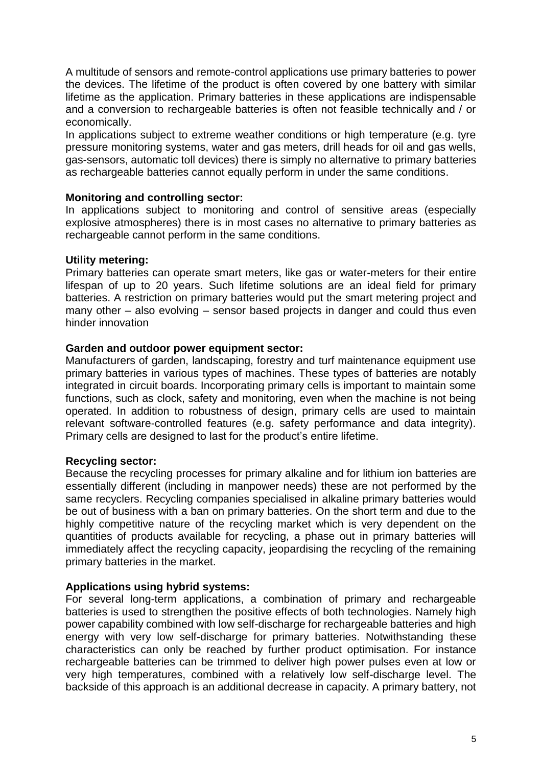A multitude of sensors and remote-control applications use primary batteries to power the devices. The lifetime of the product is often covered by one battery with similar lifetime as the application. Primary batteries in these applications are indispensable and a conversion to rechargeable batteries is often not feasible technically and / or economically.

In applications subject to extreme weather conditions or high temperature (e.g. tyre pressure monitoring systems, water and gas meters, drill heads for oil and gas wells, gas-sensors, automatic toll devices) there is simply no alternative to primary batteries as rechargeable batteries cannot equally perform in under the same conditions.

**Monitoring and controlling sector:**
In applications subject to monitoring and control of sensitive areas (especially explosive atmospheres) there is in most cases no alternative to primary batteries as rechargeable cannot perform in the same conditions.

**Utility metering:**
Primary batteries can operate smart meters, like gas or water-meters for their entire lifespan of up to 20 years. Such lifetime solutions are an ideal field for primary batteries. A restriction on primary batteries would put the smart metering project and many other – also evolving – sensor based projects in danger and could thus even hinder innovation

**Garden and outdoor power equipment sector:**
Manufacturers of garden, landscaping, forestry and turf maintenance equipment use primary batteries in various types of machines. These types of batteries are notably integrated in circuit boards. Incorporating primary cells is important to maintain some functions, such as clock, safety and monitoring, even when the machine is not being operated. In addition to robustness of design, primary cells are used to maintain relevant software-controlled features (e.g. safety performance and data integrity). Primary cells are designed to last for the product's entire lifetime.

**Recycling sector:**
Because the recycling processes for primary alkaline and for lithium ion batteries are essentially different (including in manpower needs) these are not performed by the same recyclers. Recycling companies specialised in alkaline primary batteries would be out of business with a ban on primary batteries. On the short term and due to the highly competitive nature of the recycling market which is very dependent on the quantities of products available for recycling, a phase out in primary batteries will immediately affect the recycling capacity, jeopardising the recycling of the remaining primary batteries in the market.

**Applications using hybrid systems:**
For several long-term applications, a combination of primary and rechargeable batteries is used to strengthen the positive effects of both technologies. Namely high power capability combined with low self-discharge for rechargeable batteries and high energy with very low self-discharge for primary batteries. Notwithstanding these characteristics can only be reached by further product optimisation. For instance rechargeable batteries can be trimmed to deliver high power pulses even at low or very high temperatures, combined with a relatively low self-discharge level. The backside of this approach is an additional decrease in capacity. A primary battery, not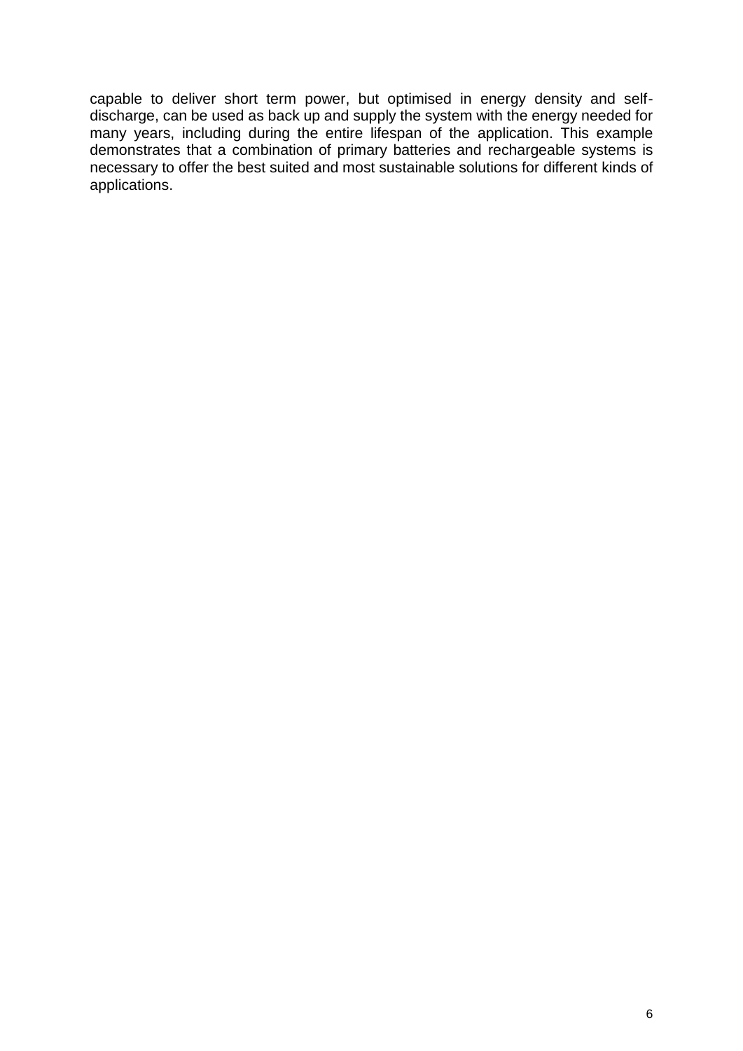capable to deliver short term power, but optimised in energy density and self-discharge, can be used as back up and supply the system with the energy needed for many years, including during the entire lifespan of the application. This example demonstrates that a combination of primary batteries and rechargeable systems is necessary to offer the best suited and most sustainable solutions for different kinds of applications.